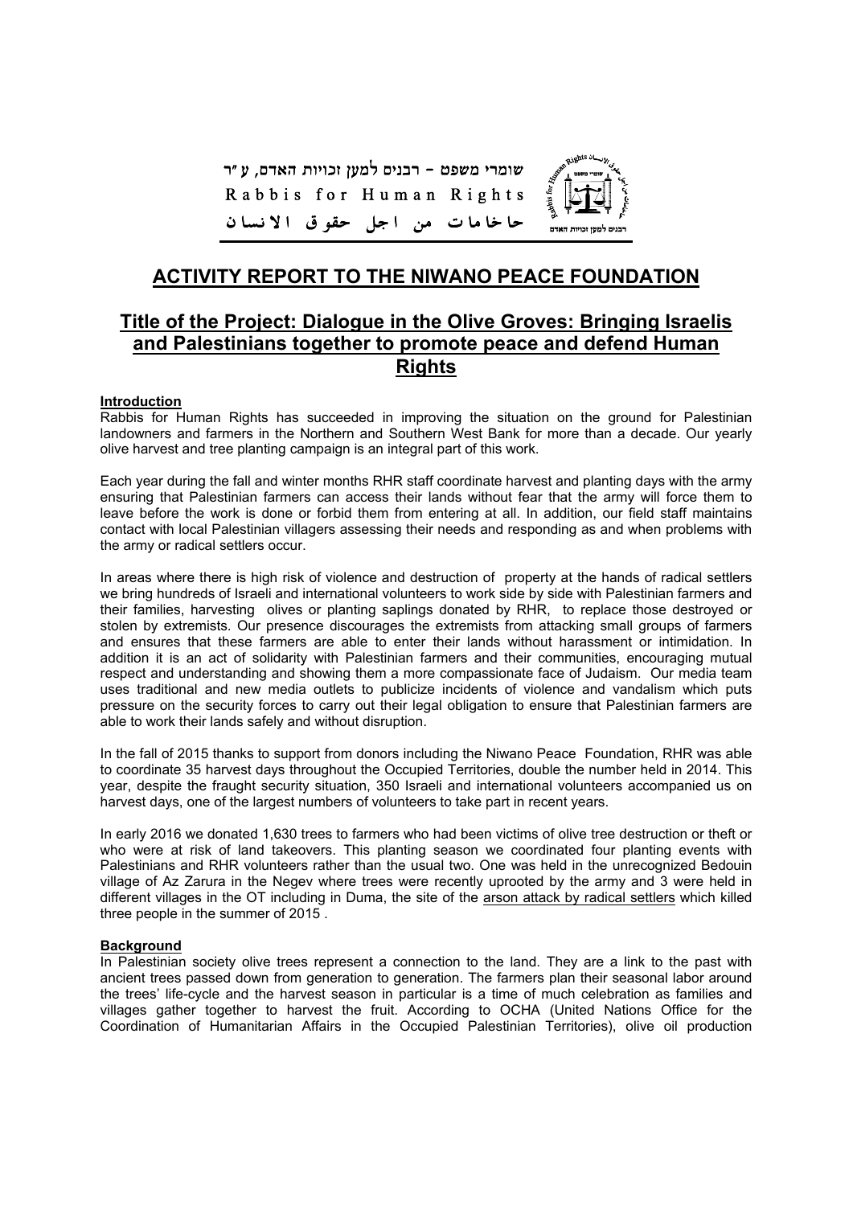שומרי משפט - רבנים למען זכויות האדם, ע"ר

Rabbis for Human Rights

حاخامات من اجل حقوق الانسان

# ACTIVITY REPORT TO THE NIWANO PEACE FOUNDATION

## Title of the Project: Dialogue in the Olive Groves: Bringing Israelis and Palestinians together to promote peace and defend Human Rights

### Introduction

Rabbis for Human Rights has succeeded in improving the situation on the ground for Palestinian landowners and farmers in the Northern and Southern West Bank for more than a decade. Our yearly olive harvest and tree planting campaign is an integral part of this work.

Each year during the fall and winter months RHR staff coordinate harvest and planting days with the army ensuring that Palestinian farmers can access their lands without fear that the army will force them to leave before the work is done or forbid them from entering at all. In addition, our field staff maintains contact with local Palestinian villagers assessing their needs and responding as and when problems with the army or radical settlers occur.

In areas where there is high risk of violence and destruction of property at the hands of radical settlers we bring hundreds of Israeli and international volunteers to work side by side with Palestinian farmers and their families, harvesting olives or planting saplings donated by RHR, to replace those destroyed or stolen by extremists. Our presence discourages the extremists from attacking small groups of farmers and ensures that these farmers are able to enter their lands without harassment or intimidation. In addition it is an act of solidarity with Palestinian farmers and their communities, encouraging mutual respect and understanding and showing them a more compassionate face of Judaism. Our media team uses traditional and new media outlets to publicize incidents of violence and vandalism which puts pressure on the security forces to carry out their legal obligation to ensure that Palestinian farmers are able to work their lands safely and without disruption.

In the fall of 2015 thanks to support from donors including the Niwano Peace Foundation, RHR was able to coordinate 35 harvest days throughout the Occupied Territories, double the number held in 2014. This year, despite the fraught security situation, 350 Israeli and international volunteers accompanied us on harvest days, one of the largest numbers of volunteers to take part in recent years.

In early 2016 we donated 1,630 trees to farmers who had been victims of olive tree destruction or theft or who were at risk of land takeovers. This planting season we coordinated four planting events with Palestinians and RHR volunteers rather than the usual two. One was held in the unrecognized Bedouin village of Az Zarura in the Negev where trees were recently uprooted by the army and 3 were held in different villages in the OT including in Duma, the site of the arson attack by radical settlers which killed three people in the summer of 2015 .

### Background

In Palestinian society olive trees represent a connection to the land. They are a link to the past with ancient trees passed down from generation to generation. The farmers plan their seasonal labor around the trees' life-cycle and the harvest season in particular is a time of much celebration as families and villages gather together to harvest the fruit. According to OCHA (United Nations Office for the Coordination of Humanitarian Affairs in the Occupied Palestinian Territories), olive oil production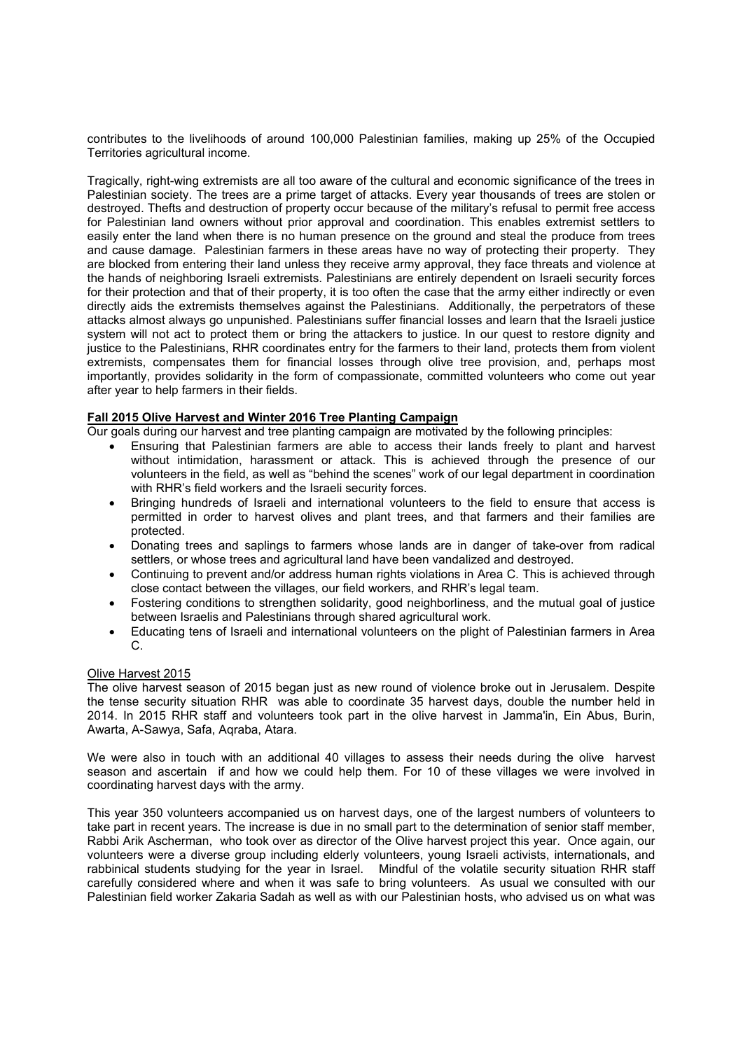contributes to the livelihoods of around 100,000 Palestinian families, making up 25% of the Occupied Territories agricultural income.

Tragically, right-wing extremists are all too aware of the cultural and economic significance of the trees in Palestinian society. The trees are a prime target of attacks. Every year thousands of trees are stolen or destroyed. Thefts and destruction of property occur because of the military's refusal to permit free access for Palestinian land owners without prior approval and coordination. This enables extremist settlers to easily enter the land when there is no human presence on the ground and steal the produce from trees and cause damage. Palestinian farmers in these areas have no way of protecting their property. They are blocked from entering their land unless they receive army approval, they face threats and violence at the hands of neighboring Israeli extremists. Palestinians are entirely dependent on Israeli security forces for their protection and that of their property, it is too often the case that the army either indirectly or even directly aids the extremists themselves against the Palestinians. Additionally, the perpetrators of these attacks almost always go unpunished. Palestinians suffer financial losses and learn that the Israeli justice system will not act to protect them or bring the attackers to justice. In our quest to restore dignity and justice to the Palestinians, RHR coordinates entry for the farmers to their land, protects them from violent extremists, compensates them for financial losses through olive tree provision, and, perhaps most importantly, provides solidarity in the form of compassionate, committed volunteers who come out year after year to help farmers in their fields.

**Fall 2015 Olive Harvest and Winter 2016 Tree Planting Campaign**

Our goals during our harvest and tree planting campaign are motivated by the following principles:

- Ensuring that Palestinian farmers are able to access their lands freely to plant and harvest without intimidation, harassment or attack. This is achieved through the presence of our volunteers in the field, as well as "behind the scenes" work of our legal department in coordination with RHR's field workers and the Israeli security forces.
- Bringing hundreds of Israeli and international volunteers to the field to ensure that access is permitted in order to harvest olives and plant trees, and that farmers and their families are protected.
- Donating trees and saplings to farmers whose lands are in danger of take-over from radical settlers, or whose trees and agricultural land have been vandalized and destroyed.
- Continuing to prevent and/or address human rights violations in Area C. This is achieved through close contact between the villages, our field workers, and RHR's legal team.
- Fostering conditions to strengthen solidarity, good neighborliness, and the mutual goal of justice between Israelis and Palestinians through shared agricultural work.
- Educating tens of Israeli and international volunteers on the plight of Palestinian farmers in Area C.

Olive Harvest 2015

The olive harvest season of 2015 began just as new round of violence broke out in Jerusalem. Despite the tense security situation RHR was able to coordinate 35 harvest days, double the number held in 2014. In 2015 RHR staff and volunteers took part in the olive harvest in Jamma'in, Ein Abus, Burin, Awarta, A-Sawya, Safa, Aqraba, Atara.

We were also in touch with an additional 40 villages to assess their needs during the olive harvest season and ascertain if and how we could help them. For 10 of these villages we were involved in coordinating harvest days with the army.

This year 350 volunteers accompanied us on harvest days, one of the largest numbers of volunteers to take part in recent years. The increase is due in no small part to the determination of senior staff member, Rabbi Arik Ascherman, who took over as director of the Olive harvest project this year. Once again, our volunteers were a diverse group including elderly volunteers, young Israeli activists, internationals, and rabbinical students studying for the year in Israel. Mindful of the volatile security situation RHR staff carefully considered where and when it was safe to bring volunteers. As usual we consulted with our Palestinian field worker Zakaria Sadah as well as with our Palestinian hosts, who advised us on what was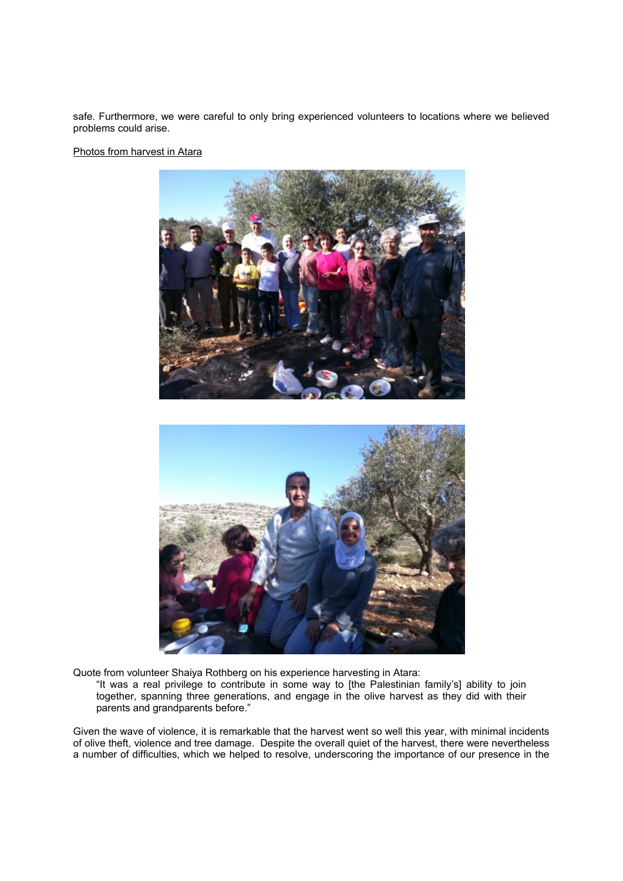safe. Furthermore, we were careful to only bring experienced volunteers to locations where we believed problems could arise.

<u>Photos from harvest in Atara</u>

Quote from volunteer Shaiya Rothberg on his experience harvesting in Atara:

> "It was a real privilege to contribute in some way to [the Palestinian family's] ability to join together, spanning three generations, and engage in the olive harvest as they did with their parents and grandparents before."

Given the wave of violence, it is remarkable that the harvest went so well this year, with minimal incidents of olive theft, violence and tree damage. Despite the overall quiet of the harvest, there were nevertheless a number of difficulties, which we helped to resolve, underscoring the importance of our presence in the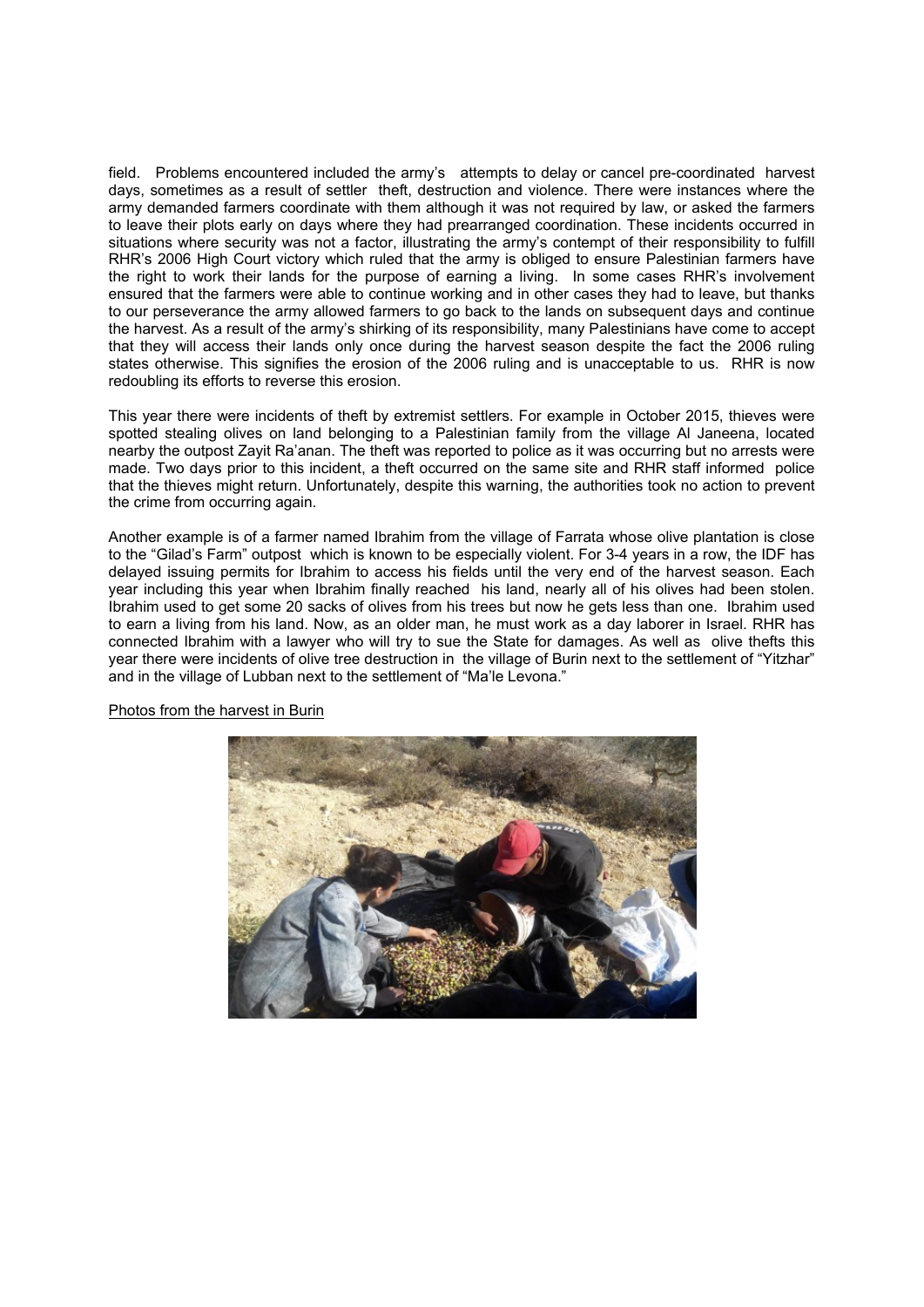field. Problems encountered included the army's attempts to delay or cancel pre-coordinated harvest days, sometimes as a result of settler theft, destruction and violence. There were instances where the army demanded farmers coordinate with them although it was not required by law, or asked the farmers to leave their plots early on days where they had prearranged coordination. These incidents occurred in situations where security was not a factor, illustrating the army's contempt of their responsibility to fulfill RHR's 2006 High Court victory which ruled that the army is obliged to ensure Palestinian farmers have the right to work their lands for the purpose of earning a living. In some cases RHR's involvement ensured that the farmers were able to continue working and in other cases they had to leave, but thanks to our perseverance the army allowed farmers to go back to the lands on subsequent days and continue the harvest. As a result of the army's shirking of its responsibility, many Palestinians have come to accept that they will access their lands only once during the harvest season despite the fact the 2006 ruling states otherwise. This signifies the erosion of the 2006 ruling and is unacceptable to us. RHR is now redoubling its efforts to reverse this erosion.

This year there were incidents of theft by extremist settlers. For example in October 2015, thieves were spotted stealing olives on land belonging to a Palestinian family from the village Al Janeena, located nearby the outpost Zayit Ra'anan. The theft was reported to police as it was occurring but no arrests were made. Two days prior to this incident, a theft occurred on the same site and RHR staff informed police that the thieves might return. Unfortunately, despite this warning, the authorities took no action to prevent the crime from occurring again.

Another example is of a farmer named Ibrahim from the village of Farrata whose olive plantation is close to the "Gilad's Farm" outpost which is known to be especially violent. For 3-4 years in a row, the IDF has delayed issuing permits for Ibrahim to access his fields until the very end of the harvest season. Each year including this year when Ibrahim finally reached his land, nearly all of his olives had been stolen. Ibrahim used to get some 20 sacks of olives from his trees but now he gets less than one. Ibrahim used to earn a living from his land. Now, as an older man, he must work as a day laborer in Israel. RHR has connected Ibrahim with a lawyer who will try to sue the State for damages. As well as olive thefts this year there were incidents of olive tree destruction in the village of Burin next to the settlement of "Yitzhar" and in the village of Lubban next to the settlement of "Ma'le Levona."

Photos from the harvest in Burin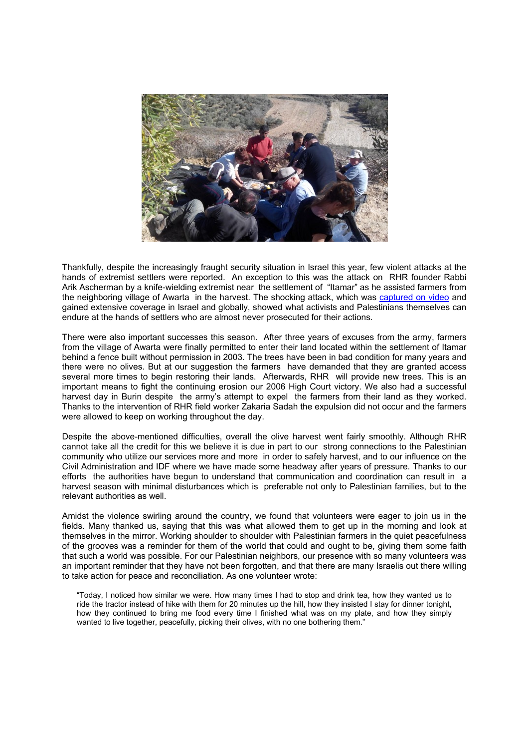Thankfully, despite the increasingly fraught security situation in Israel this year, few violent attacks at the hands of extremist settlers were reported. An exception to this was the attack on RHR founder Rabbi Arik Ascherman by a knife-wielding extremist near the settlement of "Itamar" as he assisted farmers from the neighboring village of Awarta in the harvest. The shocking attack, which was captured on video and gained extensive coverage in Israel and globally, showed what activists and Palestinians themselves can endure at the hands of settlers who are almost never prosecuted for their actions.

There were also important successes this season. After three years of excuses from the army, farmers from the village of Awarta were finally permitted to enter their land located within the settlement of Itamar behind a fence built without permission in 2003. The trees have been in bad condition for many years and there were no olives. But at our suggestion the farmers have demanded that they are granted access several more times to begin restoring their lands. Afterwards, RHR will provide new trees. This is an important means to fight the continuing erosion our 2006 High Court victory. We also had a successful harvest day in Burin despite the army's attempt to expel the farmers from their land as they worked. Thanks to the intervention of RHR field worker Zakaria Sadah the expulsion did not occur and the farmers were allowed to keep on working throughout the day.

Despite the above-mentioned difficulties, overall the olive harvest went fairly smoothly. Although RHR cannot take all the credit for this we believe it is due in part to our strong connections to the Palestinian community who utilize our services more and more in order to safely harvest, and to our influence on the Civil Administration and IDF where we have made some headway after years of pressure. Thanks to our efforts the authorities have begun to understand that communication and coordination can result in a harvest season with minimal disturbances which is preferable not only to Palestinian families, but to the relevant authorities as well.

Amidst the violence swirling around the country, we found that volunteers were eager to join us in the fields. Many thanked us, saying that this was what allowed them to get up in the morning and look at themselves in the mirror. Working shoulder to shoulder with Palestinian farmers in the quiet peacefulness of the grooves was a reminder for them of the world that could and ought to be, giving them some faith that such a world was possible. For our Palestinian neighbors, our presence with so many volunteers was an important reminder that they have not been forgotten, and that there are many Israelis out there willing to take action for peace and reconciliation. As one volunteer wrote:

> "Today, I noticed how similar we were. How many times I had to stop and drink tea, how they wanted us to ride the tractor instead of hike with them for 20 minutes up the hill, how they insisted I stay for dinner tonight, how they continued to bring me food every time I finished what was on my plate, and how they simply wanted to live together, peacefully, picking their olives, with no one bothering them."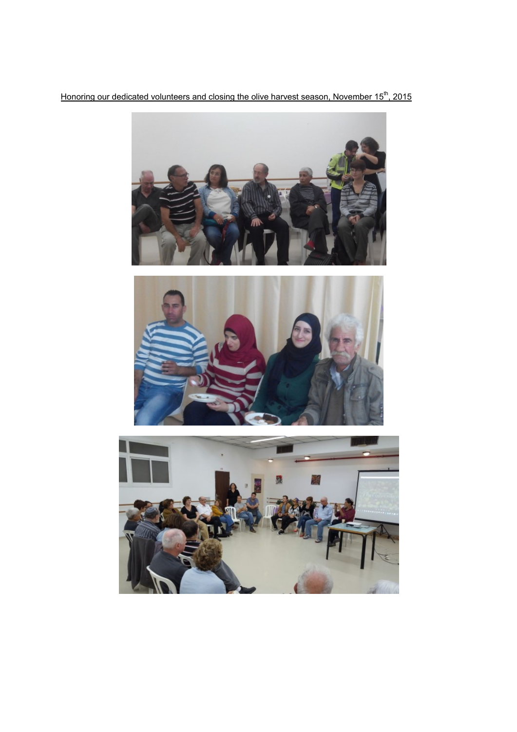Honoring our dedicated volunteers and closing the olive harvest season, November 15th, 2015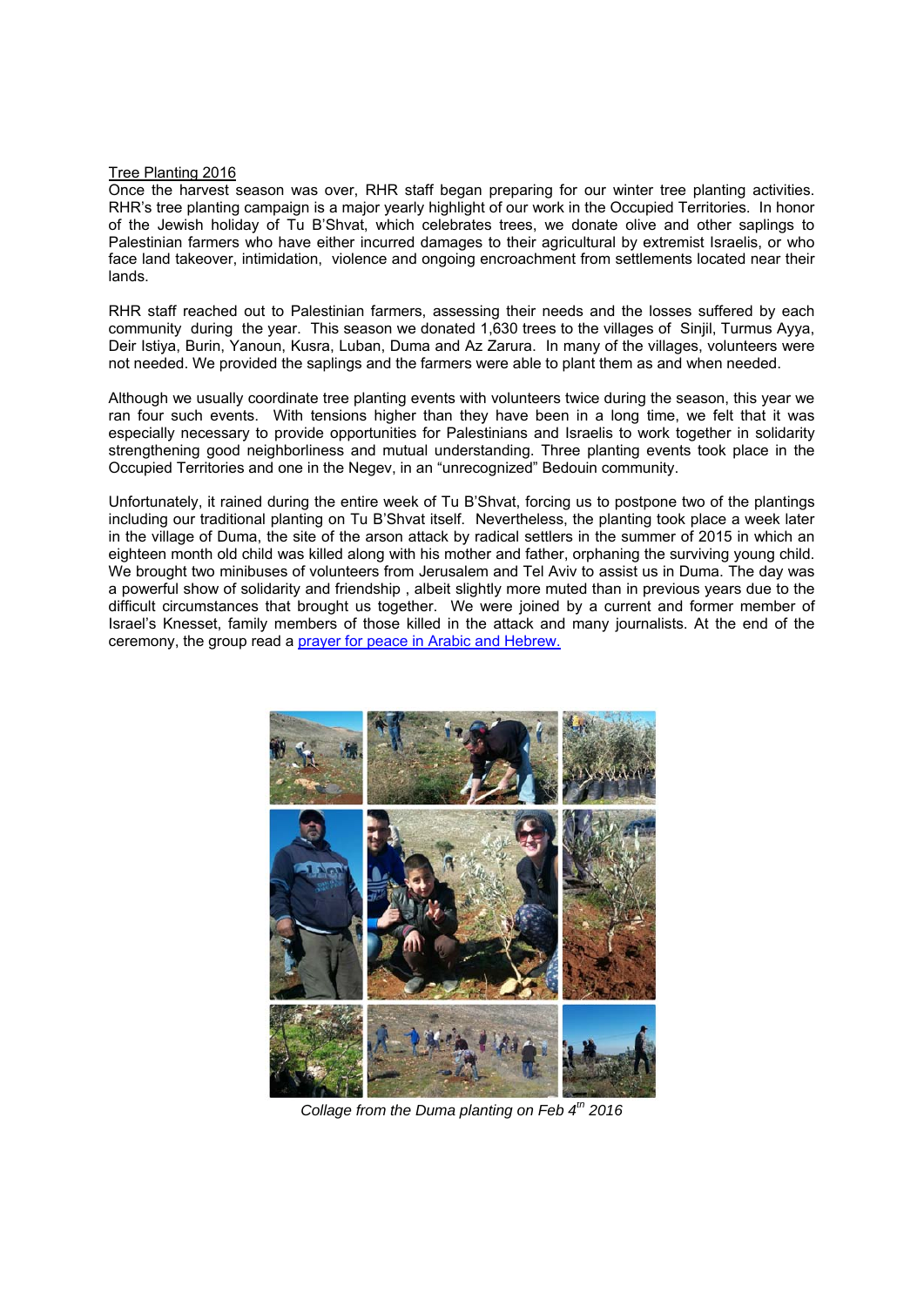Tree Planting 2016

Once the harvest season was over, RHR staff began preparing for our winter tree planting activities. RHR's tree planting campaign is a major yearly highlight of our work in the Occupied Territories. In honor of the Jewish holiday of Tu B'Shvat, which celebrates trees, we donate olive and other saplings to Palestinian farmers who have either incurred damages to their agricultural by extremist Israelis, or who face land takeover, intimidation, violence and ongoing encroachment from settlements located near their lands.

RHR staff reached out to Palestinian farmers, assessing their needs and the losses suffered by each community during the year. This season we donated 1,630 trees to the villages of Sinjil, Turmus Ayya, Deir Istiya, Burin, Yanoun, Kusra, Luban, Duma and Az Zarura. In many of the villages, volunteers were not needed. We provided the saplings and the farmers were able to plant them as and when needed.

Although we usually coordinate tree planting events with volunteers twice during the season, this year we ran four such events. With tensions higher than they have been in a long time, we felt that it was especially necessary to provide opportunities for Palestinians and Israelis to work together in solidarity strengthening good neighborliness and mutual understanding. Three planting events took place in the Occupied Territories and one in the Negev, in an "unrecognized" Bedouin community.

Unfortunately, it rained during the entire week of Tu B'Shvat, forcing us to postpone two of the plantings including our traditional planting on Tu B'Shvat itself. Nevertheless, the planting took place a week later in the village of Duma, the site of the arson attack by radical settlers in the summer of 2015 in which an eighteen month old child was killed along with his mother and father, orphaning the surviving young child. We brought two minibuses of volunteers from Jerusalem and Tel Aviv to assist us in Duma. The day was a powerful show of solidarity and friendship , albeit slightly more muted than in previous years due to the difficult circumstances that brought us together. We were joined by a current and former member of Israel's Knesset, family members of those killed in the attack and many journalists. At the end of the ceremony, the group read a prayer for peace in Arabic and Hebrew.

*Collage from the Duma planting on Feb 4th 2016*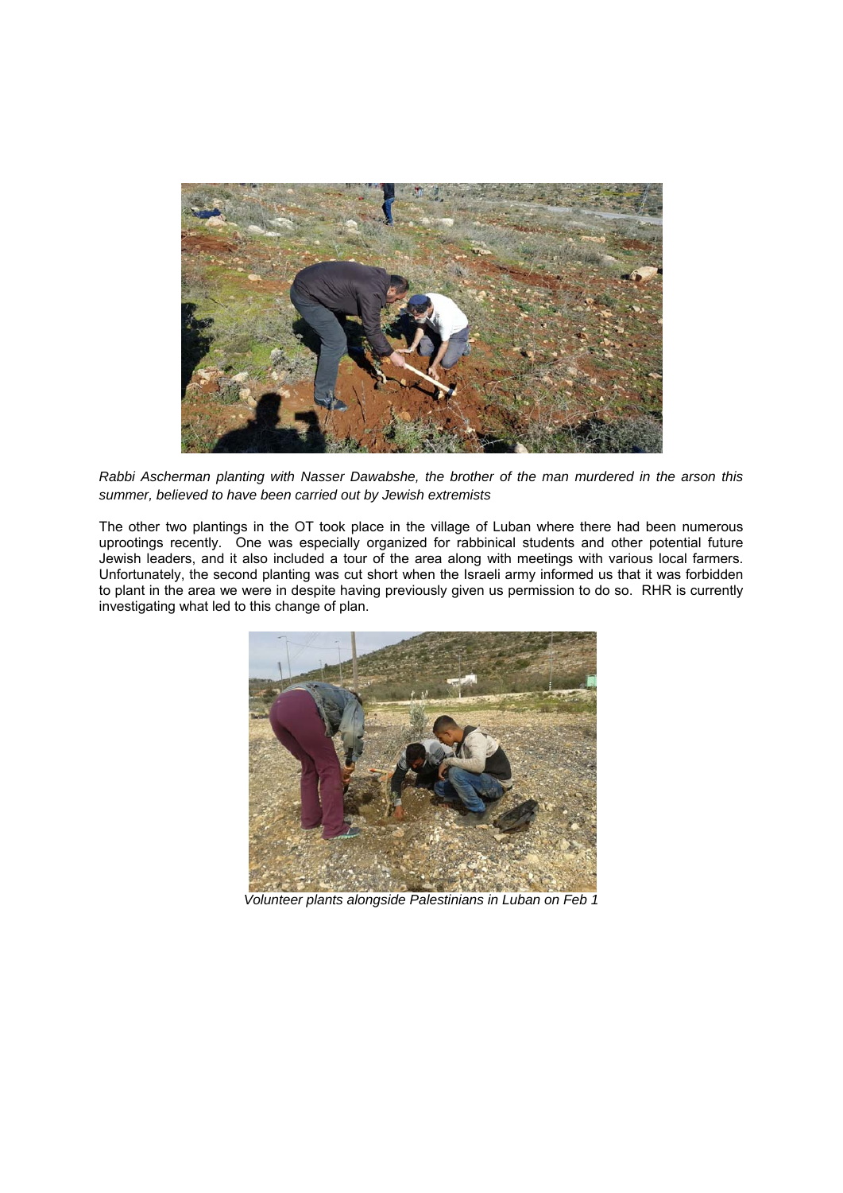*Rabbi Ascherman planting with Nasser Dawabshe, the brother of the man murdered in the arson this summer, believed to have been carried out by Jewish extremists*

The other two plantings in the OT took place in the village of Luban where there had been numerous uprootings recently. One was especially organized for rabbinical students and other potential future Jewish leaders, and it also included a tour of the area along with meetings with various local farmers. Unfortunately, the second planting was cut short when the Israeli army informed us that it was forbidden to plant in the area we were in despite having previously given us permission to do so. RHR is currently investigating what led to this change of plan.

*Volunteer plants alongside Palestinians in Luban on Feb 1*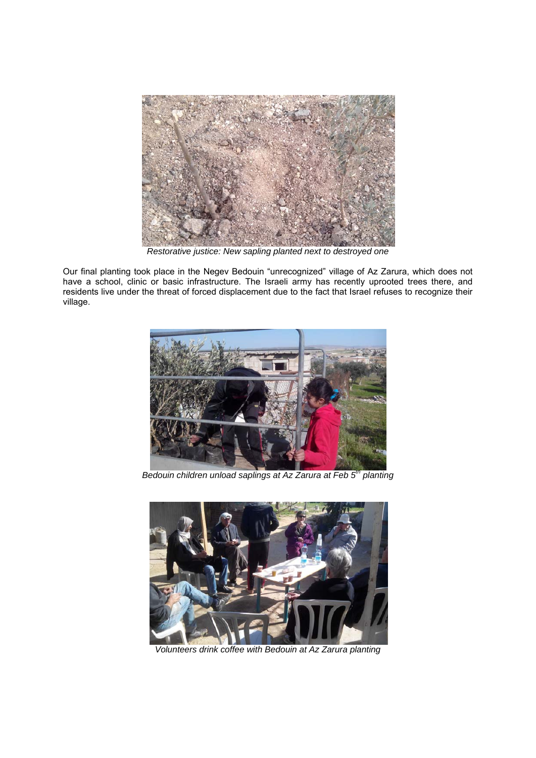*Restorative justice: New sapling planted next to destroyed one*

Our final planting took place in the Negev Bedouin "unrecognized" village of Az Zarura, which does not have a school, clinic or basic infrastructure. The Israeli army has recently uprooted trees there, and residents live under the threat of forced displacement due to the fact that Israel refuses to recognize their village.

*Bedouin children unload saplings at Az Zarura at Feb 5th planting*

*Volunteers drink coffee with Bedouin at Az Zarura planting*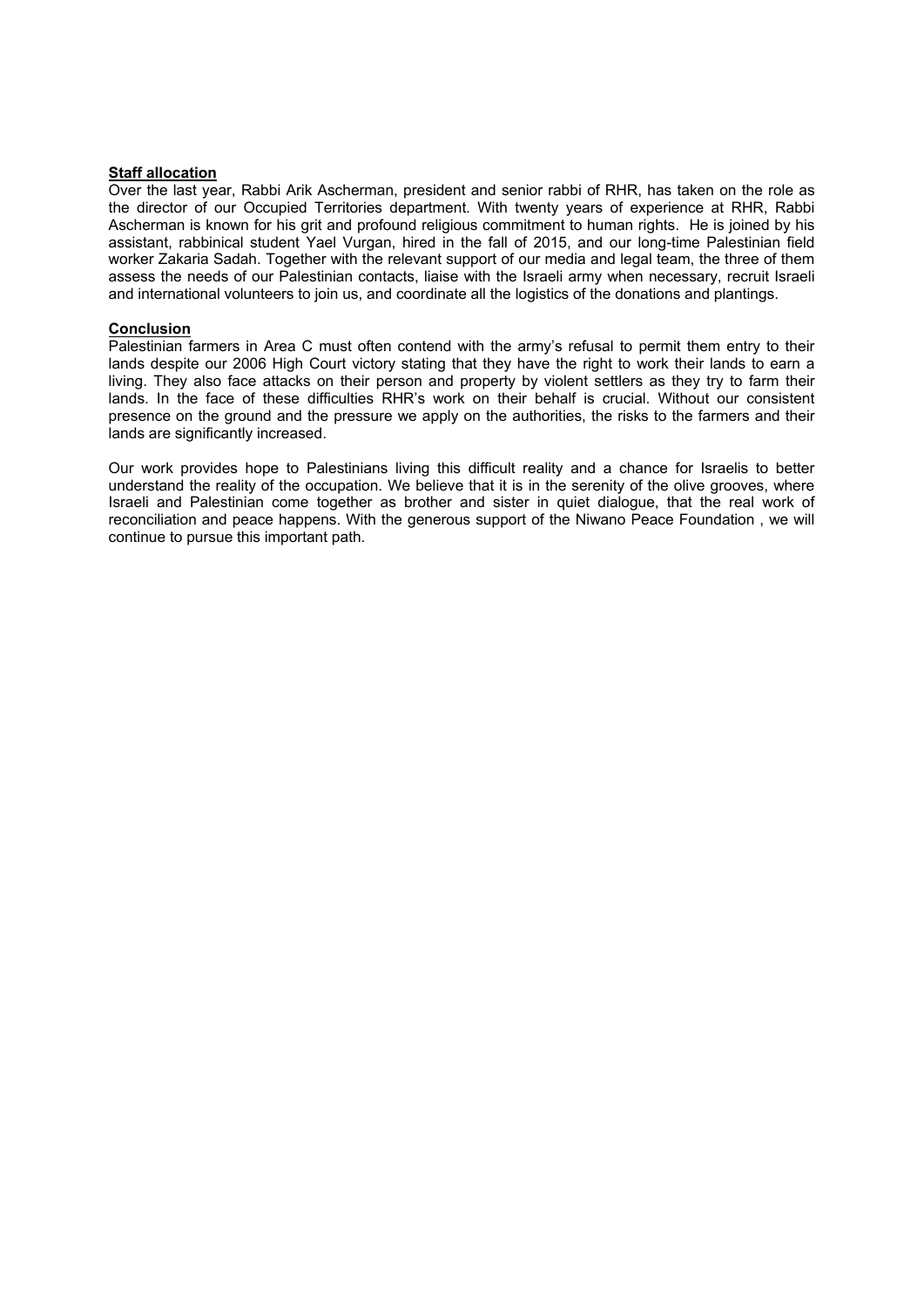**Staff allocation**

Over the last year, Rabbi Arik Ascherman, president and senior rabbi of RHR, has taken on the role as the director of our Occupied Territories department. With twenty years of experience at RHR, Rabbi Ascherman is known for his grit and profound religious commitment to human rights. He is joined by his assistant, rabbinical student Yael Vurgan, hired in the fall of 2015, and our long-time Palestinian field worker Zakaria Sadah. Together with the relevant support of our media and legal team, the three of them assess the needs of our Palestinian contacts, liaise with the Israeli army when necessary, recruit Israeli and international volunteers to join us, and coordinate all the logistics of the donations and plantings.

**Conclusion**

Palestinian farmers in Area C must often contend with the army's refusal to permit them entry to their lands despite our 2006 High Court victory stating that they have the right to work their lands to earn a living. They also face attacks on their person and property by violent settlers as they try to farm their lands. In the face of these difficulties RHR's work on their behalf is crucial. Without our consistent presence on the ground and the pressure we apply on the authorities, the risks to the farmers and their lands are significantly increased.

Our work provides hope to Palestinians living this difficult reality and a chance for Israelis to better understand the reality of the occupation. We believe that it is in the serenity of the olive grooves, where Israeli and Palestinian come together as brother and sister in quiet dialogue, that the real work of reconciliation and peace happens. With the generous support of the Niwano Peace Foundation , we will continue to pursue this important path.